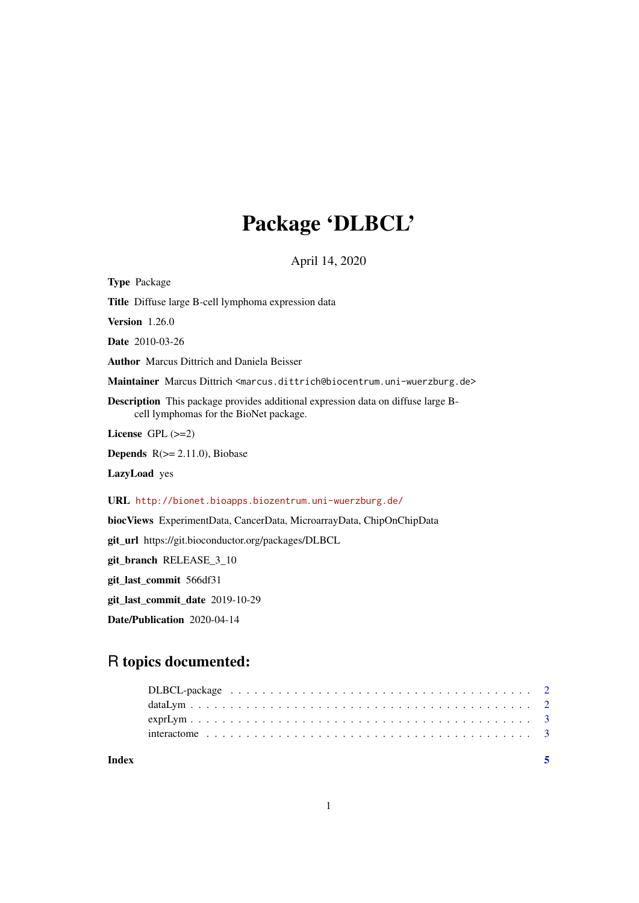# Package ‘DLBCL’

April 14, 2020

**Type** Package

**Title** Diffuse large B-cell lymphoma expression data

**Version** 1.26.0

**Date** 2010-03-26

**Author** Marcus Dittrich and Daniela Beisser

**Maintainer** Marcus Dittrich <marcus.dittrich@biocentrum.uni-wuerzburg.de>

**Description** This package provides additional expression data on diffuse large B-cell lymphomas for the BioNet package.

**License** GPL (>=2)

**Depends** R(>= 2.11.0), Biobase

**LazyLoad** yes

**URL** http://bionet.bioapps.biozentrum.uni-wuerzburg.de/

**biocViews** ExperimentData, CancerData, MicroarrayData, ChipOnChipData

**git_url** https://git.bioconductor.org/packages/DLBCL

**git_branch** RELEASE_3_10

**git_last_commit** 566df31

**git_last_commit_date** 2019-10-29

**Date/Publication** 2020-04-14

## R topics documented:

- DLBCL-package . . . . . . . . . . . . . . . . . . . . . . . . . . . . . . . . . . . 2
- dataLym . . . . . . . . . . . . . . . . . . . . . . . . . . . . . . . . . . . . . . . 2
- exprLym . . . . . . . . . . . . . . . . . . . . . . . . . . . . . . . . . . . . . . . 3
- interactome . . . . . . . . . . . . . . . . . . . . . . . . . . . . . . . . . . . . . 3

**Index** 5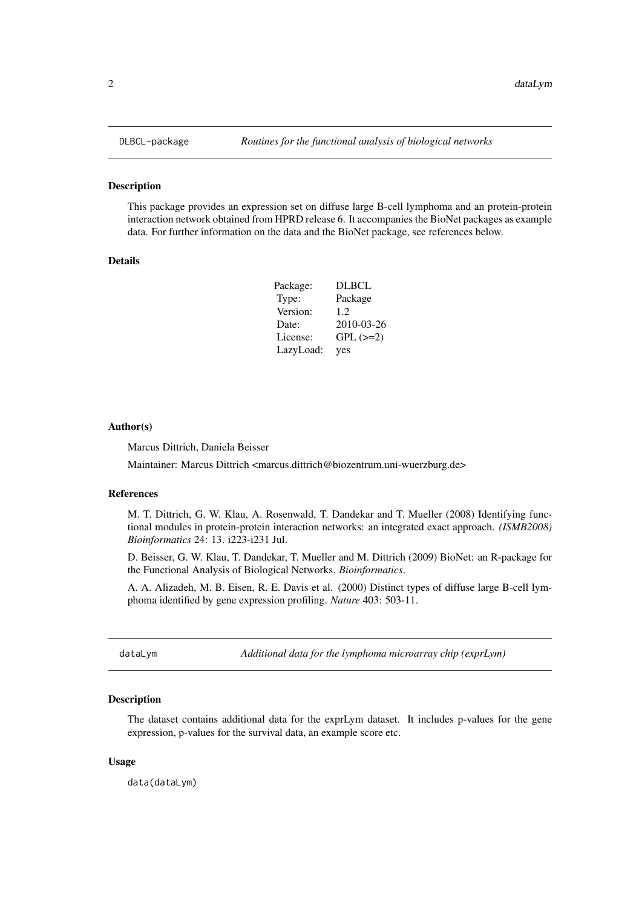## DLBCL-package *Routines for the functional analysis of biological networks*

### Description

This package provides an expression set on diffuse large B-cell lymphoma and an protein-protein interaction network obtained from HPRD release 6. It accompanies the BioNet packages as example data. For further information on the data and the BioNet package, see references below.

### Details

| | |
|---|---|
| Package: | DLBCL |
| Type: | Package |
| Version: | 1.2 |
| Date: | 2010-03-26 |
| License: | GPL (>=2) |
| LazyLoad: | yes |

### Author(s)

Marcus Dittrich, Daniela Beisser

Maintainer: Marcus Dittrich <marcus.dittrich@biozentrum.uni-wuerzburg.de>

### References

M. T. Dittrich, G. W. Klau, A. Rosenwald, T. Dandekar and T. Mueller (2008) Identifying functional modules in protein-protein interaction networks: an integrated exact approach. *(ISMB2008) Bioinformatics* 24: 13. i223-i231 Jul.

D. Beisser, G. W. Klau, T. Dandekar, T. Mueller and M. Dittrich (2009) BioNet: an R-package for the Functional Analysis of Biological Networks. *Bioinformatics*.

A. A. Alizadeh, M. B. Eisen, R. E. Davis et al. (2000) Distinct types of diffuse large B-cell lymphoma identified by gene expression profiling. *Nature* 403: 503-11.

## dataLym *Additional data for the lymphoma microarray chip (exprLym)*

### Description

The dataset contains additional data for the exprLym dataset. It includes p-values for the gene expression, p-values for the survival data, an example score etc.

### Usage

```
data(dataLym)
```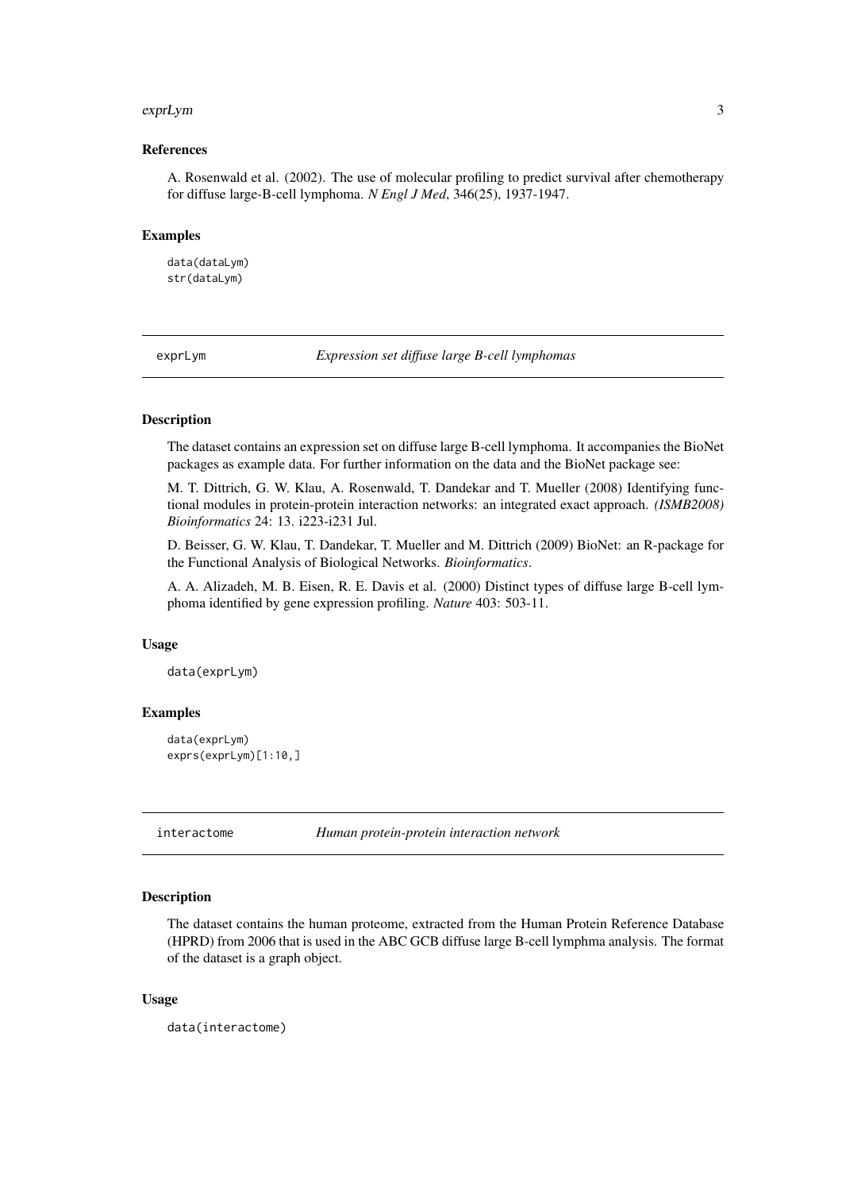### References

A. Rosenwald et al. (2002). The use of molecular profiling to predict survival after chemotherapy for diffuse large-B-cell lymphoma. *N Engl J Med*, 346(25), 1937-1947.

### Examples

```
data(dataLym)
str(dataLym)
```

---

## exprLym — *Expression set diffuse large B-cell lymphomas*

---

### Description

The dataset contains an expression set on diffuse large B-cell lymphoma. It accompanies the BioNet packages as example data. For further information on the data and the BioNet package see:

M. T. Dittrich, G. W. Klau, A. Rosenwald, T. Dandekar and T. Mueller (2008) Identifying functional modules in protein-protein interaction networks: an integrated exact approach. *(ISMB2008) Bioinformatics* 24: 13. i223-i231 Jul.

D. Beisser, G. W. Klau, T. Dandekar, T. Mueller and M. Dittrich (2009) BioNet: an R-package for the Functional Analysis of Biological Networks. *Bioinformatics*.

A. A. Alizadeh, M. B. Eisen, R. E. Davis et al. (2000) Distinct types of diffuse large B-cell lymphoma identified by gene expression profiling. *Nature* 403: 503-11.

### Usage

```
data(exprLym)
```

### Examples

```
data(exprLym)
exprs(exprLym)[1:10,]
```

---

## interactome — *Human protein-protein interaction network*

---

### Description

The dataset contains the human proteome, extracted from the Human Protein Reference Database (HPRD) from 2006 that is used in the ABC GCB diffuse large B-cell lymphma analysis. The format of the dataset is a graph object.

### Usage

```
data(interactome)
```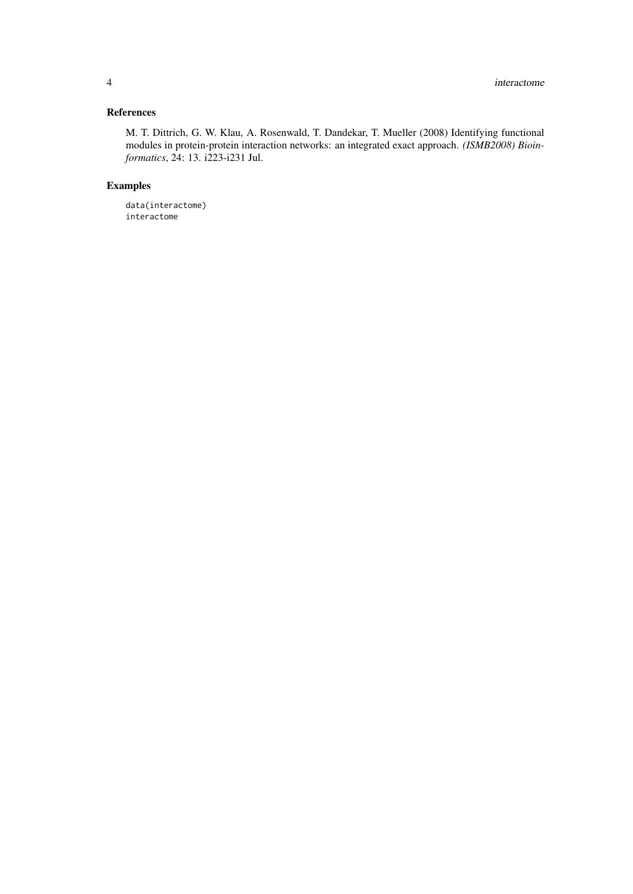## References

M. T. Dittrich, G. W. Klau, A. Rosenwald, T. Dandekar, T. Mueller (2008) Identifying functional modules in protein-protein interaction networks: an integrated exact approach. *(ISMB2008) Bioinformatics*, 24: 13. i223-i231 Jul.

## Examples

```
data(interactome)
interactome
```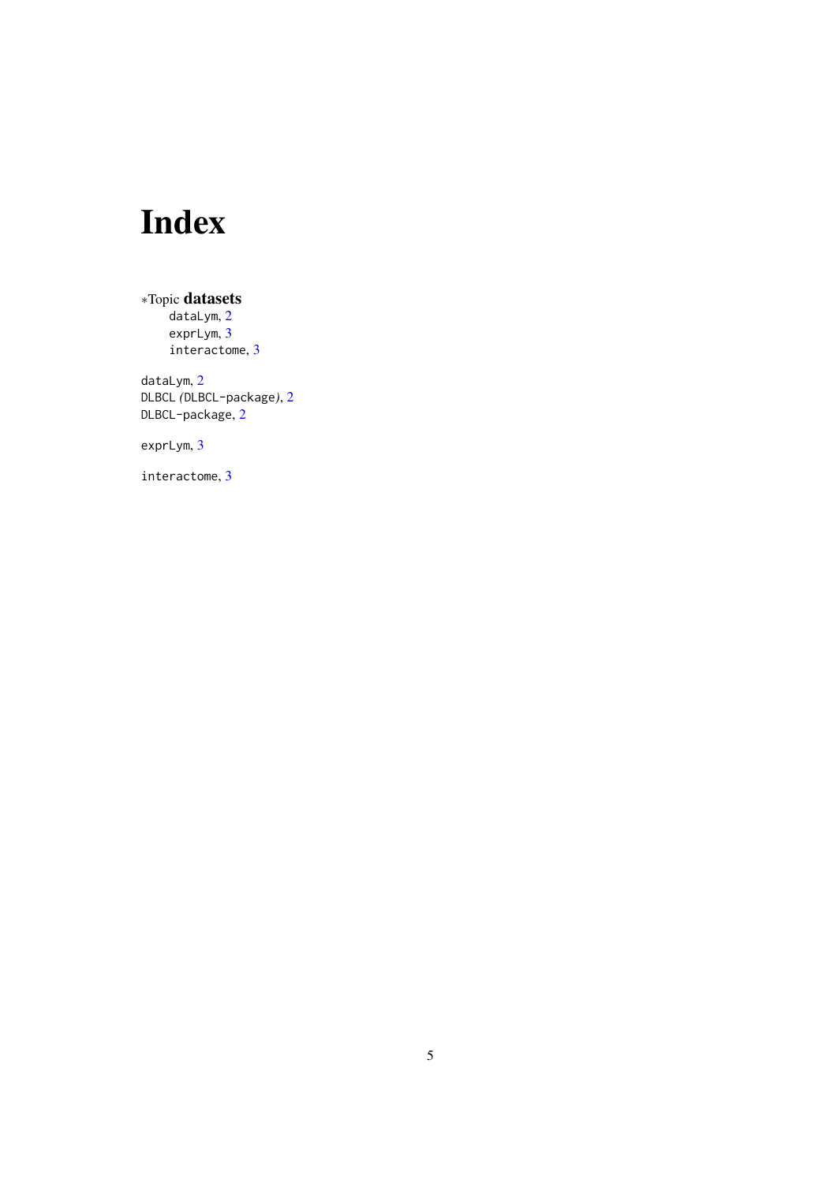# Index

∗Topic **datasets**
- dataLym, 2
- exprLym, 3
- interactome, 3

dataLym, 2
DLBCL *(*DLBCL-package*)*, 2
DLBCL-package, 2

exprLym, 3

interactome, 3